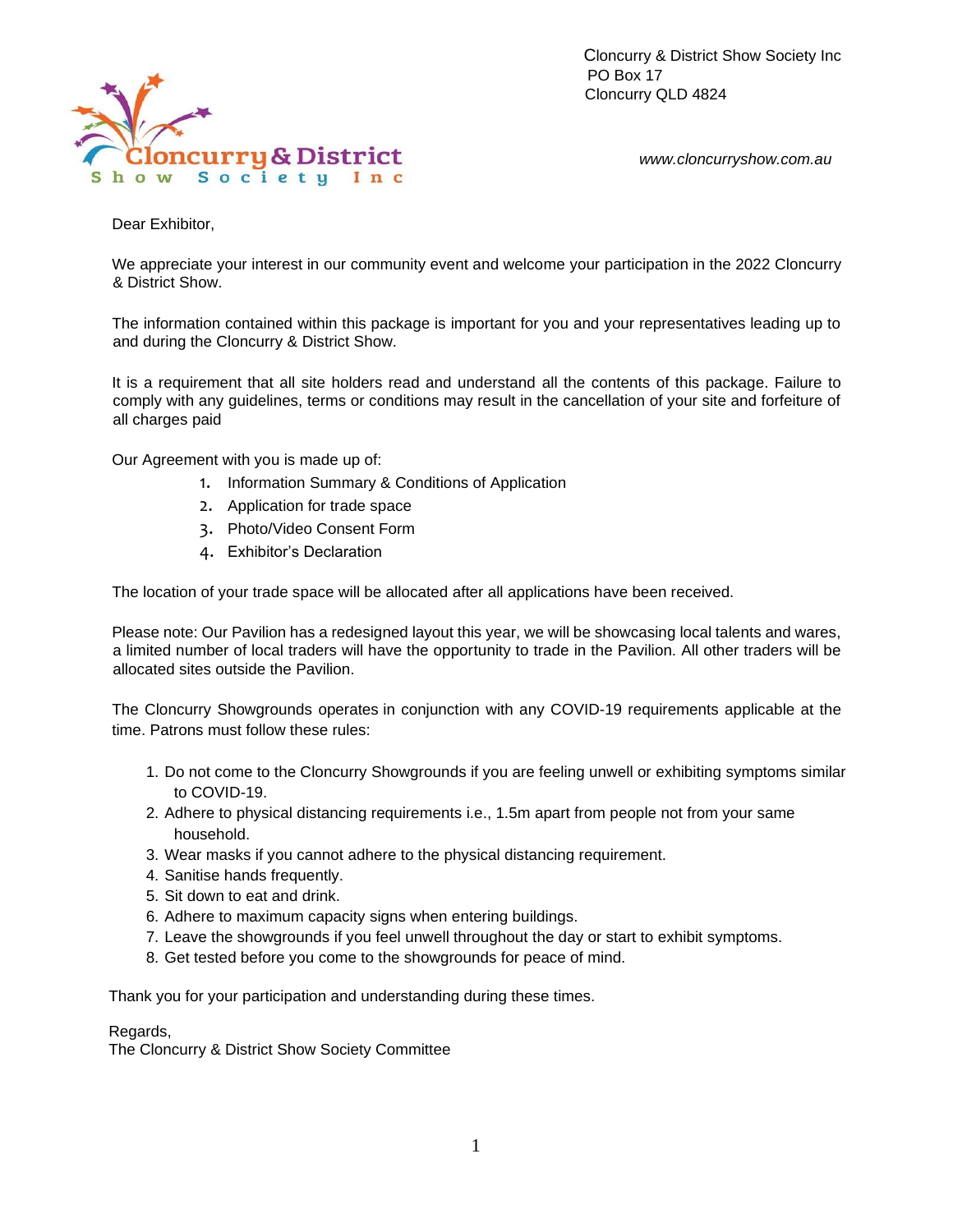Cloncurry & District Show Society Inc
PO Box 17
Cloncurry QLD 4824

*www.cloncurryshow.com.au*

Dear Exhibitor,

We appreciate your interest in our community event and welcome your participation in the 2022 Cloncurry & District Show.

The information contained within this package is important for you and your representatives leading up to and during the Cloncurry & District Show.

It is a requirement that all site holders read and understand all the contents of this package. Failure to comply with any guidelines, terms or conditions may result in the cancellation of your site and forfeiture of all charges paid

Our Agreement with you is made up of:

1. Information Summary & Conditions of Application
2. Application for trade space
3. Photo/Video Consent Form
4. Exhibitor's Declaration

The location of your trade space will be allocated after all applications have been received.

Please note: Our Pavilion has a redesigned layout this year, we will be showcasing local talents and wares, a limited number of local traders will have the opportunity to trade in the Pavilion. All other traders will be allocated sites outside the Pavilion.

The Cloncurry Showgrounds operates in conjunction with any COVID-19 requirements applicable at the time. Patrons must follow these rules:

1. Do not come to the Cloncurry Showgrounds if you are feeling unwell or exhibiting symptoms similar to COVID-19.
2. Adhere to physical distancing requirements i.e., 1.5m apart from people not from your same household.
3. Wear masks if you cannot adhere to the physical distancing requirement.
4. Sanitise hands frequently.
5. Sit down to eat and drink.
6. Adhere to maximum capacity signs when entering buildings.
7. Leave the showgrounds if you feel unwell throughout the day or start to exhibit symptoms.
8. Get tested before you come to the showgrounds for peace of mind.

Thank you for your participation and understanding during these times.

Regards,
The Cloncurry & District Show Society Committee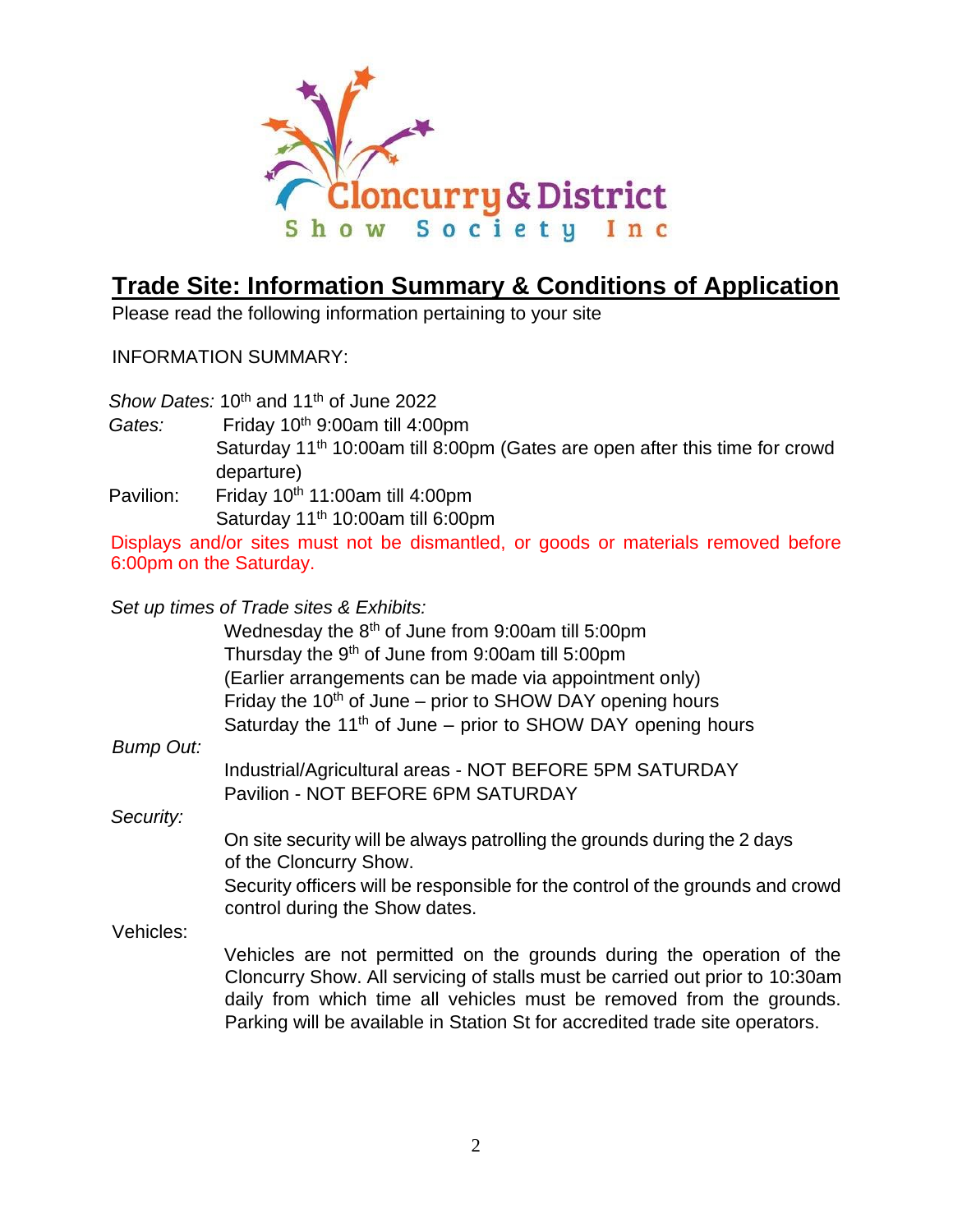Cloncurry & District Show Society Inc

# Trade Site: Information Summary & Conditions of Application

Please read the following information pertaining to your site

INFORMATION SUMMARY:

*Show Dates:* 10th and 11th of June 2022

*Gates:* Friday 10th 9:00am till 4:00pm
Saturday 11th 10:00am till 8:00pm (Gates are open after this time for crowd departure)

Pavilion: Friday 10th 11:00am till 4:00pm
Saturday 11th 10:00am till 6:00pm

Displays and/or sites must not be dismantled, or goods or materials removed before 6:00pm on the Saturday.

*Set up times of Trade sites & Exhibits:*

Wednesday the 8th of June from 9:00am till 5:00pm
Thursday the 9th of June from 9:00am till 5:00pm
(Earlier arrangements can be made via appointment only)
Friday the 10th of June – prior to SHOW DAY opening hours
Saturday the 11th of June – prior to SHOW DAY opening hours

*Bump Out:*

Industrial/Agricultural areas - NOT BEFORE 5PM SATURDAY
Pavilion - NOT BEFORE 6PM SATURDAY

*Security:*

On site security will be always patrolling the grounds during the 2 days of the Cloncurry Show.
Security officers will be responsible for the control of the grounds and crowd control during the Show dates.

Vehicles:

Vehicles are not permitted on the grounds during the operation of the Cloncurry Show. All servicing of stalls must be carried out prior to 10:30am daily from which time all vehicles must be removed from the grounds. Parking will be available in Station St for accredited trade site operators.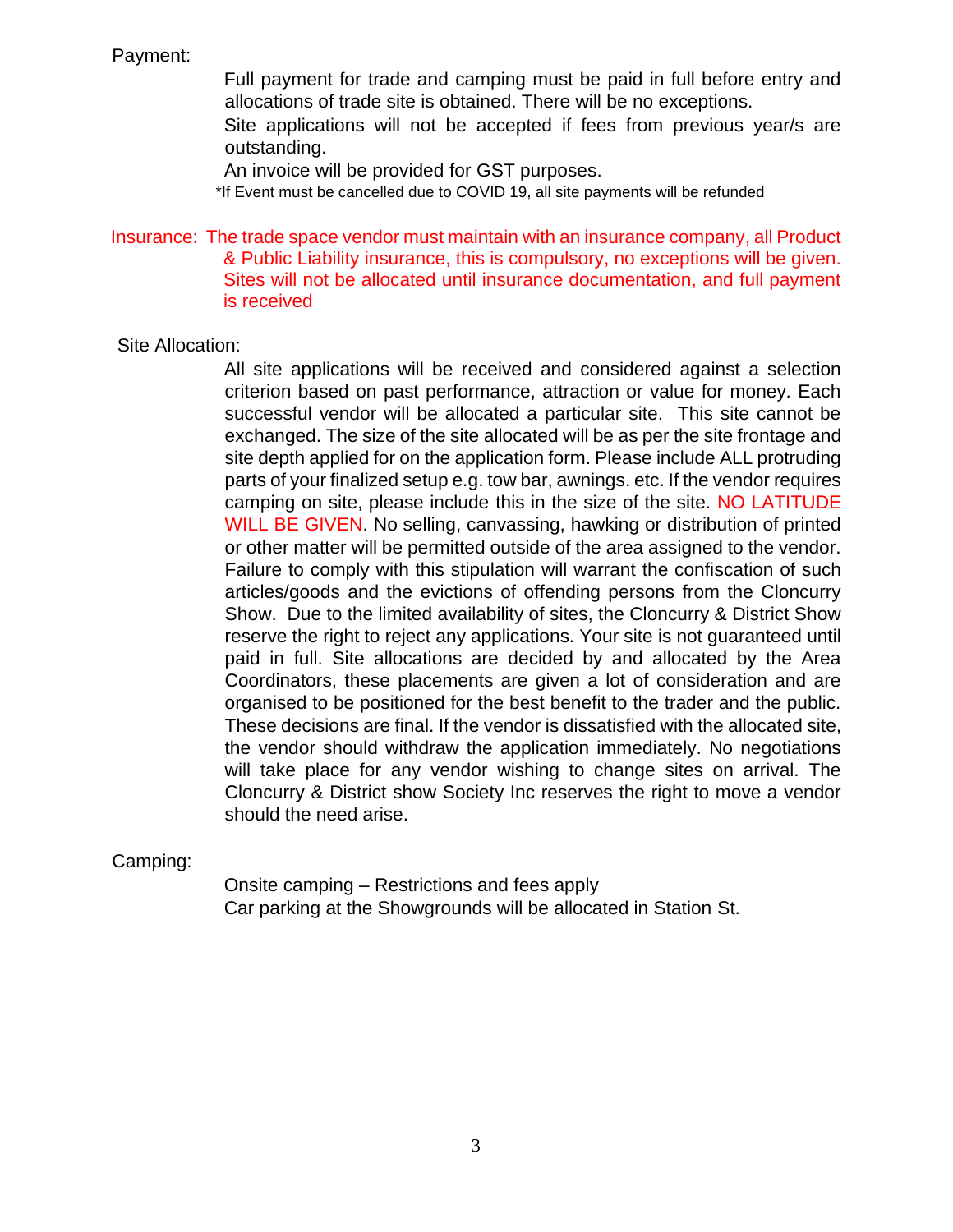Payment:

Full payment for trade and camping must be paid in full before entry and allocations of trade site is obtained. There will be no exceptions.

Site applications will not be accepted if fees from previous year/s are outstanding.

An invoice will be provided for GST purposes.

*If Event must be cancelled due to COVID 19, all site payments will be refunded

Insurance: The trade space vendor must maintain with an insurance company, all Product & Public Liability insurance, this is compulsory, no exceptions will be given. Sites will not be allocated until insurance documentation, and full payment is received

Site Allocation:

All site applications will be received and considered against a selection criterion based on past performance, attraction or value for money. Each successful vendor will be allocated a particular site. This site cannot be exchanged. The size of the site allocated will be as per the site frontage and site depth applied for on the application form. Please include ALL protruding parts of your finalized setup e.g. tow bar, awnings. etc. If the vendor requires camping on site, please include this in the size of the site. NO LATITUDE WILL BE GIVEN. No selling, canvassing, hawking or distribution of printed or other matter will be permitted outside of the area assigned to the vendor. Failure to comply with this stipulation will warrant the confiscation of such articles/goods and the evictions of offending persons from the Cloncurry Show. Due to the limited availability of sites, the Cloncurry & District Show reserve the right to reject any applications. Your site is not guaranteed until paid in full. Site allocations are decided by and allocated by the Area Coordinators, these placements are given a lot of consideration and are organised to be positioned for the best benefit to the trader and the public. These decisions are final. If the vendor is dissatisfied with the allocated site, the vendor should withdraw the application immediately. No negotiations will take place for any vendor wishing to change sites on arrival. The Cloncurry & District show Society Inc reserves the right to move a vendor should the need arise.

Camping:

Onsite camping – Restrictions and fees apply

Car parking at the Showgrounds will be allocated in Station St.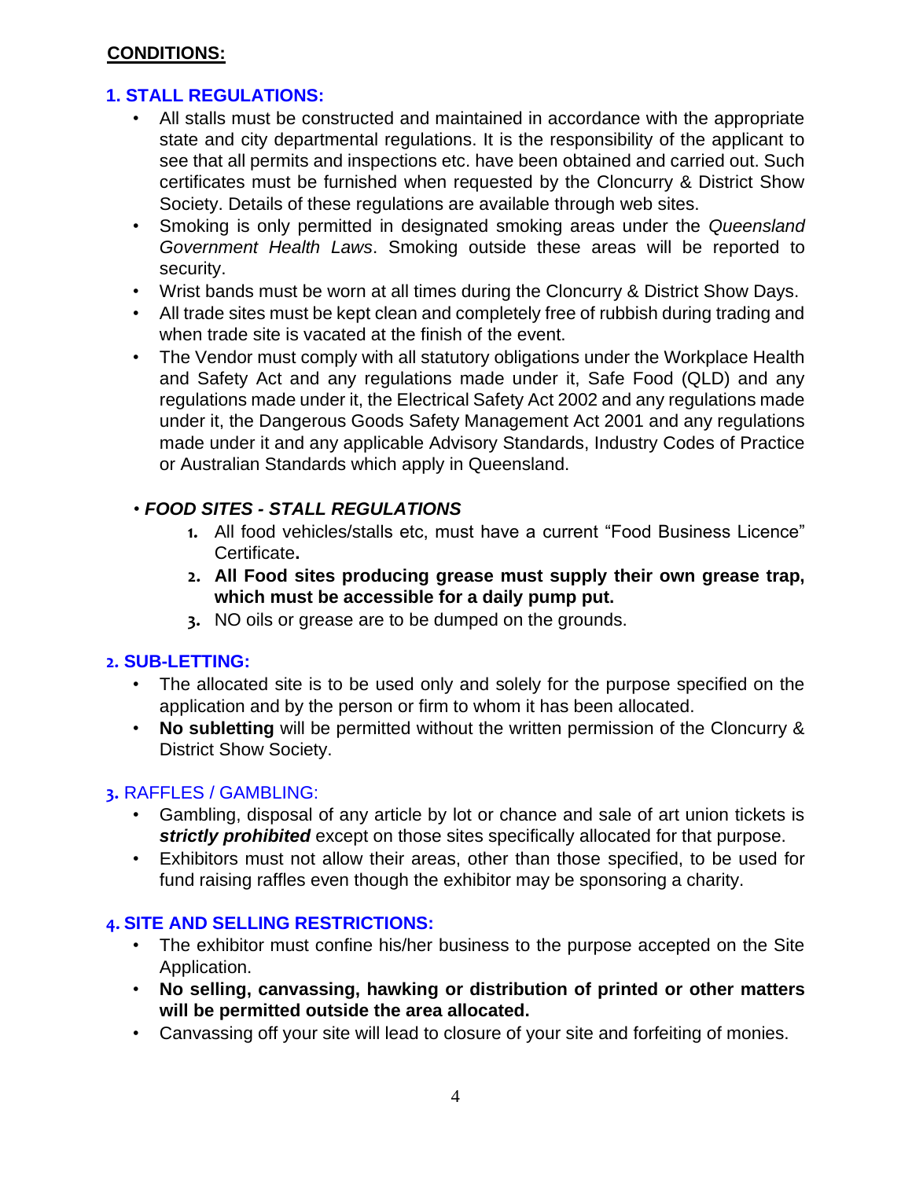**CONDITIONS:**

## 1. STALL REGULATIONS:

- All stalls must be constructed and maintained in accordance with the appropriate state and city departmental regulations. It is the responsibility of the applicant to see that all permits and inspections etc. have been obtained and carried out. Such certificates must be furnished when requested by the Cloncurry & District Show Society. Details of these regulations are available through web sites.
- Smoking is only permitted in designated smoking areas under the *Queensland Government Health Laws*. Smoking outside these areas will be reported to security.
- Wrist bands must be worn at all times during the Cloncurry & District Show Days.
- All trade sites must be kept clean and completely free of rubbish during trading and when trade site is vacated at the finish of the event.
- The Vendor must comply with all statutory obligations under the Workplace Health and Safety Act and any regulations made under it, Safe Food (QLD) and any regulations made under it, the Electrical Safety Act 2002 and any regulations made under it, the Dangerous Goods Safety Management Act 2001 and any regulations made under it and any applicable Advisory Standards, Industry Codes of Practice or Australian Standards which apply in Queensland.

- ***FOOD SITES - STALL REGULATIONS***
  1. All food vehicles/stalls etc, must have a current "Food Business Licence" Certificate**.**
  2. **All Food sites producing grease must supply their own grease trap, which must be accessible for a daily pump put.**
  3. NO oils or grease are to be dumped on the grounds.

## 2. SUB-LETTING:

- The allocated site is to be used only and solely for the purpose specified on the application and by the person or firm to whom it has been allocated.
- **No subletting** will be permitted without the written permission of the Cloncurry & District Show Society.

## 3. RAFFLES / GAMBLING:

- Gambling, disposal of any article by lot or chance and sale of art union tickets is ***strictly prohibited*** except on those sites specifically allocated for that purpose.
- Exhibitors must not allow their areas, other than those specified, to be used for fund raising raffles even though the exhibitor may be sponsoring a charity.

## 4. SITE AND SELLING RESTRICTIONS:

- The exhibitor must confine his/her business to the purpose accepted on the Site Application.
- **No selling, canvassing, hawking or distribution of printed or other matters will be permitted outside the area allocated.**
- Canvassing off your site will lead to closure of your site and forfeiting of monies.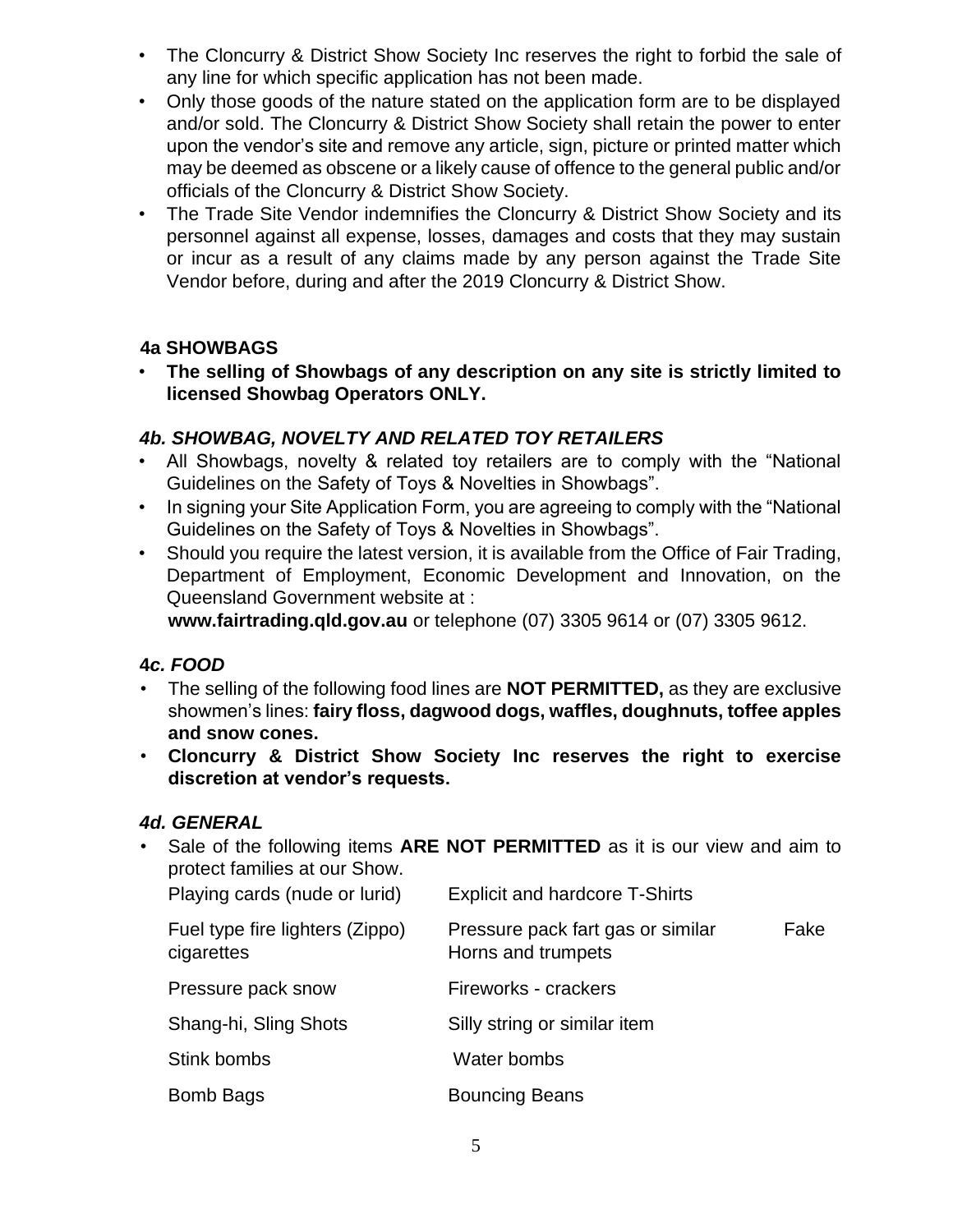- The Cloncurry & District Show Society Inc reserves the right to forbid the sale of any line for which specific application has not been made.
- Only those goods of the nature stated on the application form are to be displayed and/or sold. The Cloncurry & District Show Society shall retain the power to enter upon the vendor's site and remove any article, sign, picture or printed matter which may be deemed as obscene or a likely cause of offence to the general public and/or officials of the Cloncurry & District Show Society.
- The Trade Site Vendor indemnifies the Cloncurry & District Show Society and its personnel against all expense, losses, damages and costs that they may sustain or incur as a result of any claims made by any person against the Trade Site Vendor before, during and after the 2019 Cloncurry & District Show.

### 4a SHOWBAGS

- **The selling of Showbags of any description on any site is strictly limited to licensed Showbag Operators ONLY.**

### *4b. SHOWBAG, NOVELTY AND RELATED TOY RETAILERS*

- All Showbags, novelty & related toy retailers are to comply with the "National Guidelines on the Safety of Toys & Novelties in Showbags".
- In signing your Site Application Form, you are agreeing to comply with the "National Guidelines on the Safety of Toys & Novelties in Showbags".
- Should you require the latest version, it is available from the Office of Fair Trading, Department of Employment, Economic Development and Innovation, on the Queensland Government website at :
  **www.fairtrading.qld.gov.au** or telephone (07) 3305 9614 or (07) 3305 9612.

### *4c. FOOD*

- The selling of the following food lines are **NOT PERMITTED,** as they are exclusive showmen's lines: **fairy floss, dagwood dogs, waffles, doughnuts, toffee apples and snow cones.**
- **Cloncurry & District Show Society Inc reserves the right to exercise discretion at vendor's requests.**

### *4d. GENERAL*

- Sale of the following items **ARE NOT PERMITTED** as it is our view and aim to protect families at our Show.

| | |
|---|---|
| Playing cards (nude or lurid) | Explicit and hardcore T-Shirts |
| Fuel type fire lighters (Zippo) | Pressure pack fart gas or similar |
| Fake cigarettes | Horns and trumpets |
| Pressure pack snow | Fireworks - crackers |
| Shang-hi, Sling Shots | Silly string or similar item |
| Stink bombs | Water bombs |
| Bomb Bags | Bouncing Beans |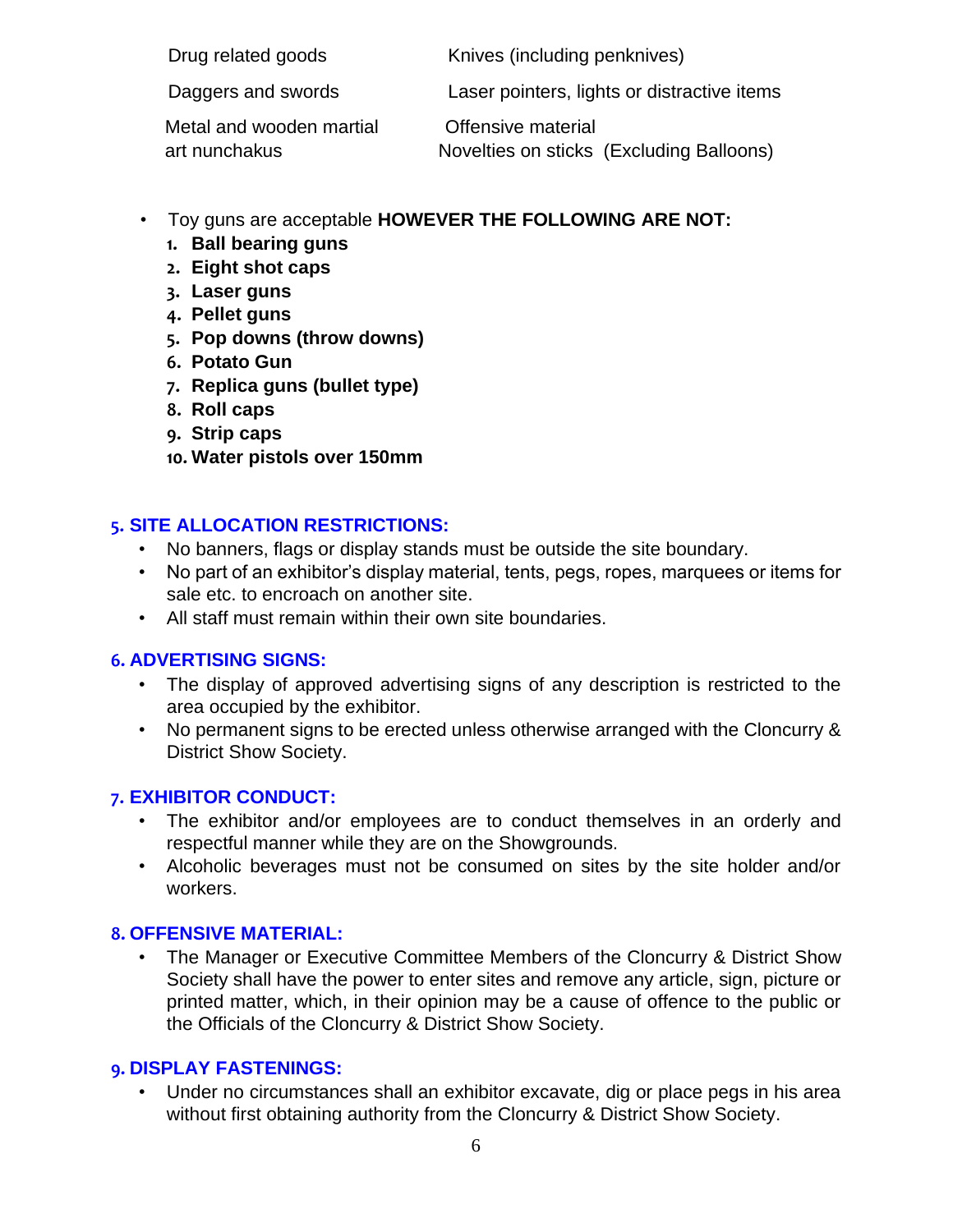| | |
|---|---|
| Drug related goods | Knives (including penknives) |
| Daggers and swords | Laser pointers, lights or distractive items |
| Metal and wooden martial art nunchakus | Offensive material |
| | Novelties on sticks (Excluding Balloons) |

- Toy guns are acceptable **HOWEVER THE FOLLOWING ARE NOT:**
  1. **Ball bearing guns**
  2. **Eight shot caps**
  3. **Laser guns**
  4. **Pellet guns**
  5. **Pop downs (throw downs)**
  6. **Potato Gun**
  7. **Replica guns (bullet type)**
  8. **Roll caps**
  9. **Strip caps**
  10. **Water pistols over 150mm**

## 5. SITE ALLOCATION RESTRICTIONS:

- No banners, flags or display stands must be outside the site boundary.
- No part of an exhibitor's display material, tents, pegs, ropes, marquees or items for sale etc. to encroach on another site.
- All staff must remain within their own site boundaries.

## 6. ADVERTISING SIGNS:

- The display of approved advertising signs of any description is restricted to the area occupied by the exhibitor.
- No permanent signs to be erected unless otherwise arranged with the Cloncurry & District Show Society.

## 7. EXHIBITOR CONDUCT:

- The exhibitor and/or employees are to conduct themselves in an orderly and respectful manner while they are on the Showgrounds.
- Alcoholic beverages must not be consumed on sites by the site holder and/or workers.

## 8. OFFENSIVE MATERIAL:

- The Manager or Executive Committee Members of the Cloncurry & District Show Society shall have the power to enter sites and remove any article, sign, picture or printed matter, which, in their opinion may be a cause of offence to the public or the Officials of the Cloncurry & District Show Society.

## 9. DISPLAY FASTENINGS:

- Under no circumstances shall an exhibitor excavate, dig or place pegs in his area without first obtaining authority from the Cloncurry & District Show Society.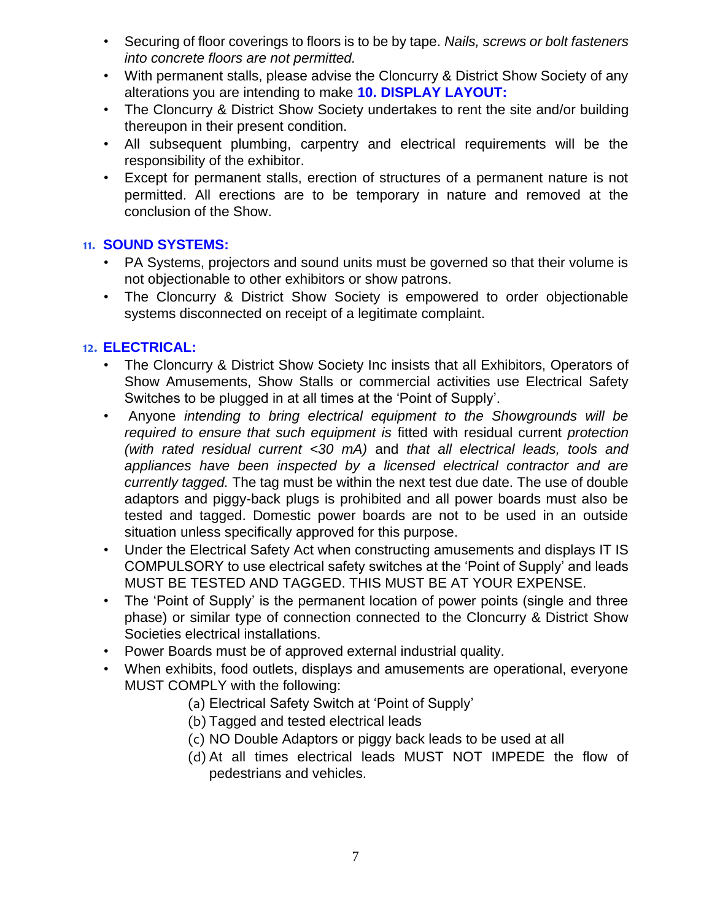- Securing of floor coverings to floors is to be by tape. *Nails, screws or bolt fasteners into concrete floors are not permitted.*
- With permanent stalls, please advise the Cloncurry & District Show Society of any alterations you are intending to make **10. DISPLAY LAYOUT:**
- The Cloncurry & District Show Society undertakes to rent the site and/or building thereupon in their present condition.
- All subsequent plumbing, carpentry and electrical requirements will be the responsibility of the exhibitor.
- Except for permanent stalls, erection of structures of a permanent nature is not permitted. All erections are to be temporary in nature and removed at the conclusion of the Show.

## 11. SOUND SYSTEMS:

- PA Systems, projectors and sound units must be governed so that their volume is not objectionable to other exhibitors or show patrons.
- The Cloncurry & District Show Society is empowered to order objectionable systems disconnected on receipt of a legitimate complaint.

## 12. ELECTRICAL:

- The Cloncurry & District Show Society Inc insists that all Exhibitors, Operators of Show Amusements, Show Stalls or commercial activities use Electrical Safety Switches to be plugged in at all times at the 'Point of Supply'.
- Anyone *intending to bring electrical equipment to the Showgrounds will be required to ensure that such equipment is* fitted with residual current *protection (with rated residual current <30 mA)* and *that all electrical leads, tools and appliances have been inspected by a licensed electrical contractor and are currently tagged.* The tag must be within the next test due date. The use of double adaptors and piggy-back plugs is prohibited and all power boards must also be tested and tagged. Domestic power boards are not to be used in an outside situation unless specifically approved for this purpose.
- Under the Electrical Safety Act when constructing amusements and displays IT IS COMPULSORY to use electrical safety switches at the 'Point of Supply' and leads MUST BE TESTED AND TAGGED. THIS MUST BE AT YOUR EXPENSE.
- The 'Point of Supply' is the permanent location of power points (single and three phase) or similar type of connection connected to the Cloncurry & District Show Societies electrical installations.
- Power Boards must be of approved external industrial quality.
- When exhibits, food outlets, displays and amusements are operational, everyone MUST COMPLY with the following:
  - (a) Electrical Safety Switch at 'Point of Supply'
  - (b) Tagged and tested electrical leads
  - (c) NO Double Adaptors or piggy back leads to be used at all
  - (d) At all times electrical leads MUST NOT IMPEDE the flow of pedestrians and vehicles.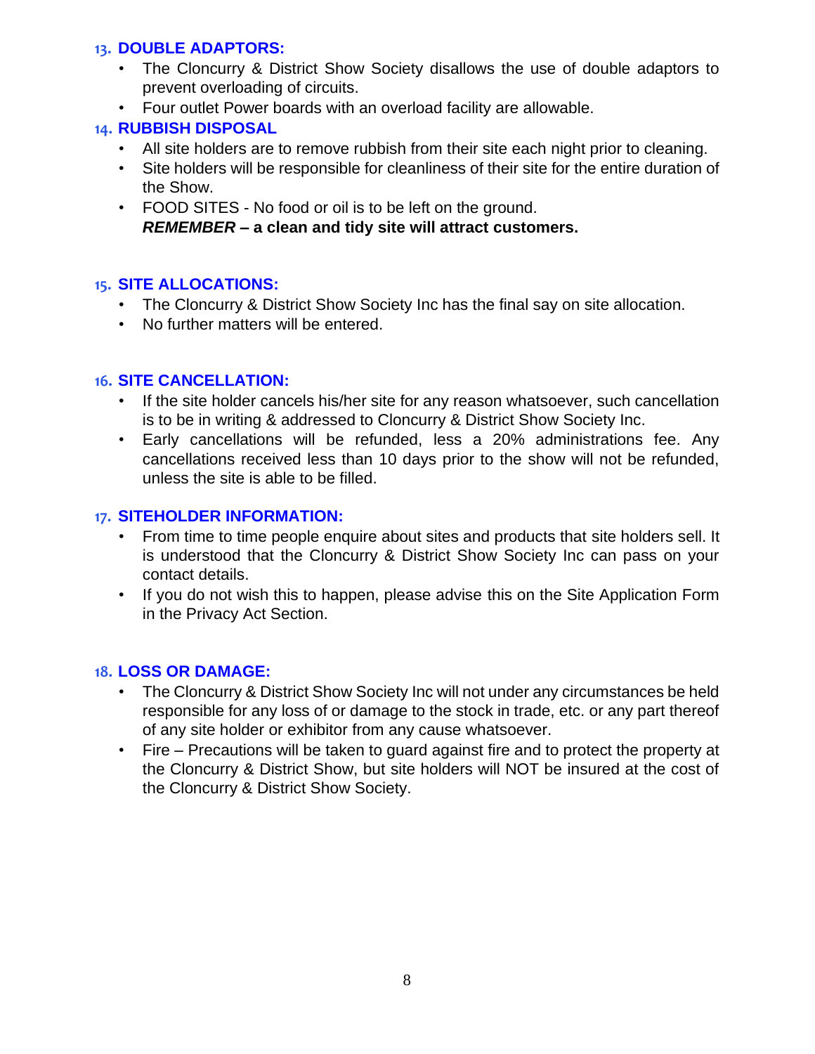## 13. DOUBLE ADAPTORS:

- The Cloncurry & District Show Society disallows the use of double adaptors to prevent overloading of circuits.
- Four outlet Power boards with an overload facility are allowable.

## 14. RUBBISH DISPOSAL

- All site holders are to remove rubbish from their site each night prior to cleaning.
- Site holders will be responsible for cleanliness of their site for the entire duration of the Show.
- FOOD SITES - No food or oil is to be left on the ground.
  ***REMEMBER*** **– a clean and tidy site will attract customers.**

## 15. SITE ALLOCATIONS:

- The Cloncurry & District Show Society Inc has the final say on site allocation.
- No further matters will be entered.

## 16. SITE CANCELLATION:

- If the site holder cancels his/her site for any reason whatsoever, such cancellation is to be in writing & addressed to Cloncurry & District Show Society Inc.
- Early cancellations will be refunded, less a 20% administrations fee. Any cancellations received less than 10 days prior to the show will not be refunded, unless the site is able to be filled.

## 17. SITEHOLDER INFORMATION:

- From time to time people enquire about sites and products that site holders sell. It is understood that the Cloncurry & District Show Society Inc can pass on your contact details.
- If you do not wish this to happen, please advise this on the Site Application Form in the Privacy Act Section.

## 18. LOSS OR DAMAGE:

- The Cloncurry & District Show Society Inc will not under any circumstances be held responsible for any loss of or damage to the stock in trade, etc. or any part thereof of any site holder or exhibitor from any cause whatsoever.
- Fire – Precautions will be taken to guard against fire and to protect the property at the Cloncurry & District Show, but site holders will NOT be insured at the cost of the Cloncurry & District Show Society.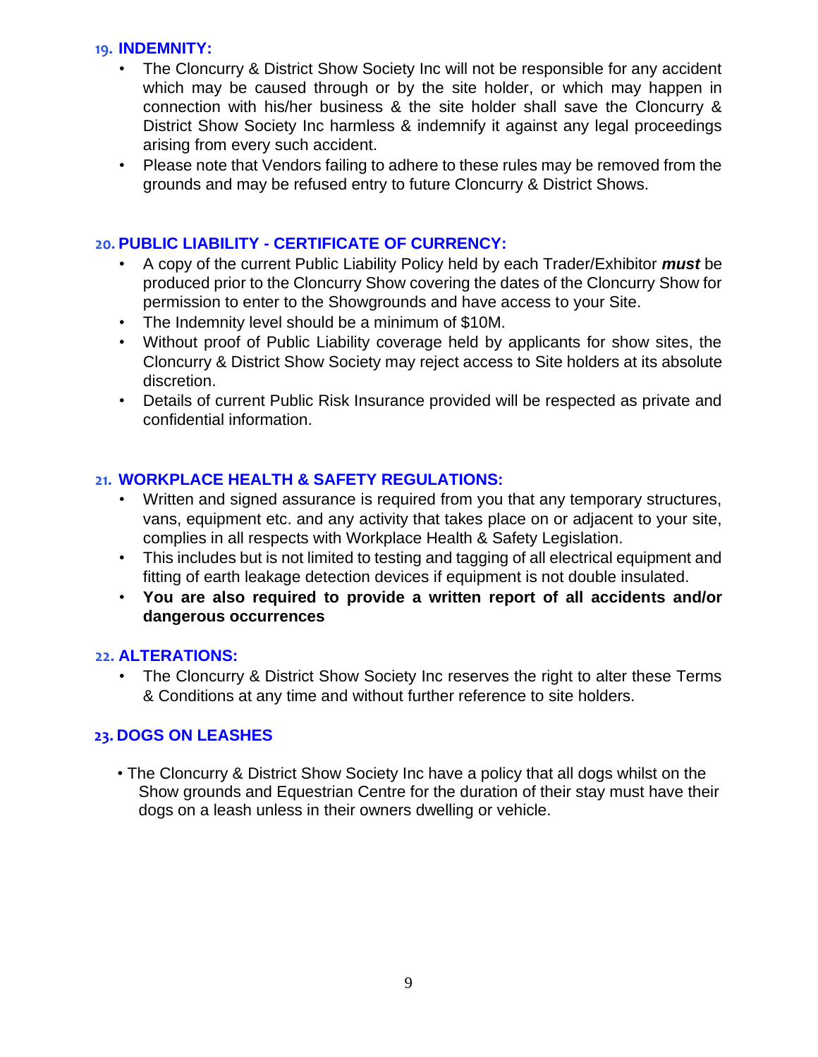## 19. INDEMNITY:

- The Cloncurry & District Show Society Inc will not be responsible for any accident which may be caused through or by the site holder, or which may happen in connection with his/her business & the site holder shall save the Cloncurry & District Show Society Inc harmless & indemnify it against any legal proceedings arising from every such accident.
- Please note that Vendors failing to adhere to these rules may be removed from the grounds and may be refused entry to future Cloncurry & District Shows.

## 20. PUBLIC LIABILITY - CERTIFICATE OF CURRENCY:

- A copy of the current Public Liability Policy held by each Trader/Exhibitor ***must*** be produced prior to the Cloncurry Show covering the dates of the Cloncurry Show for permission to enter to the Showgrounds and have access to your Site.
- The Indemnity level should be a minimum of $10M.
- Without proof of Public Liability coverage held by applicants for show sites, the Cloncurry & District Show Society may reject access to Site holders at its absolute discretion.
- Details of current Public Risk Insurance provided will be respected as private and confidential information.

## 21. WORKPLACE HEALTH & SAFETY REGULATIONS:

- Written and signed assurance is required from you that any temporary structures, vans, equipment etc. and any activity that takes place on or adjacent to your site, complies in all respects with Workplace Health & Safety Legislation.
- This includes but is not limited to testing and tagging of all electrical equipment and fitting of earth leakage detection devices if equipment is not double insulated.
- **You are also required to provide a written report of all accidents and/or dangerous occurrences**

## 22. ALTERATIONS:

- The Cloncurry & District Show Society Inc reserves the right to alter these Terms & Conditions at any time and without further reference to site holders.

## 23. DOGS ON LEASHES

- The Cloncurry & District Show Society Inc have a policy that all dogs whilst on the Show grounds and Equestrian Centre for the duration of their stay must have their dogs on a leash unless in their owners dwelling or vehicle.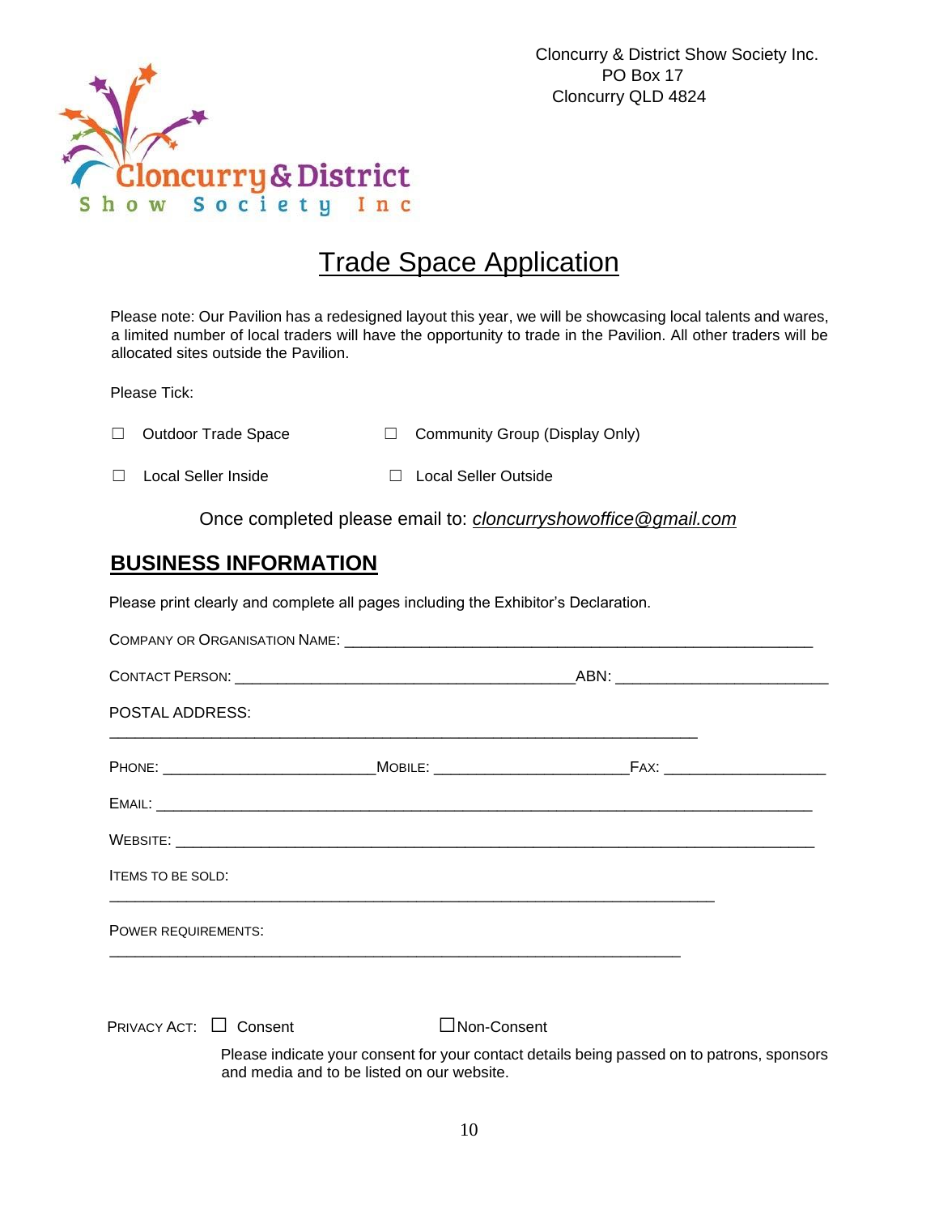Cloncurry & District Show Society Inc.
PO Box 17
Cloncurry QLD 4824

Cloncurry & District Show Society Inc

# Trade Space Application

Please note: Our Pavilion has a redesigned layout this year, we will be showcasing local talents and wares, a limited number of local traders will have the opportunity to trade in the Pavilion. All other traders will be allocated sites outside the Pavilion.

Please Tick:

☐ Outdoor Trade Space ☐ Community Group (Display Only)

☐ Local Seller Inside ☐ Local Seller Outside

Once completed please email to: *cloncurryshowoffice@gmail.com*

## BUSINESS INFORMATION

Please print clearly and complete all pages including the Exhibitor's Declaration.

COMPANY OR ORGANISATION NAME: ____________________________________________

CONTACT PERSON: ________________________________ ABN: ____________________

POSTAL ADDRESS:

________________________________________________________________

PHONE: ____________________ MOBILE: ____________________ FAX: ________________

EMAIL: ________________________________________________________________

WEBSITE: ______________________________________________________________

ITEMS TO BE SOLD:

________________________________________________________________

POWER REQUIREMENTS:

________________________________________________________________

PRIVACY ACT: ☐ Consent ☐ Non-Consent

Please indicate your consent for your contact details being passed on to patrons, sponsors and media and to be listed on our website.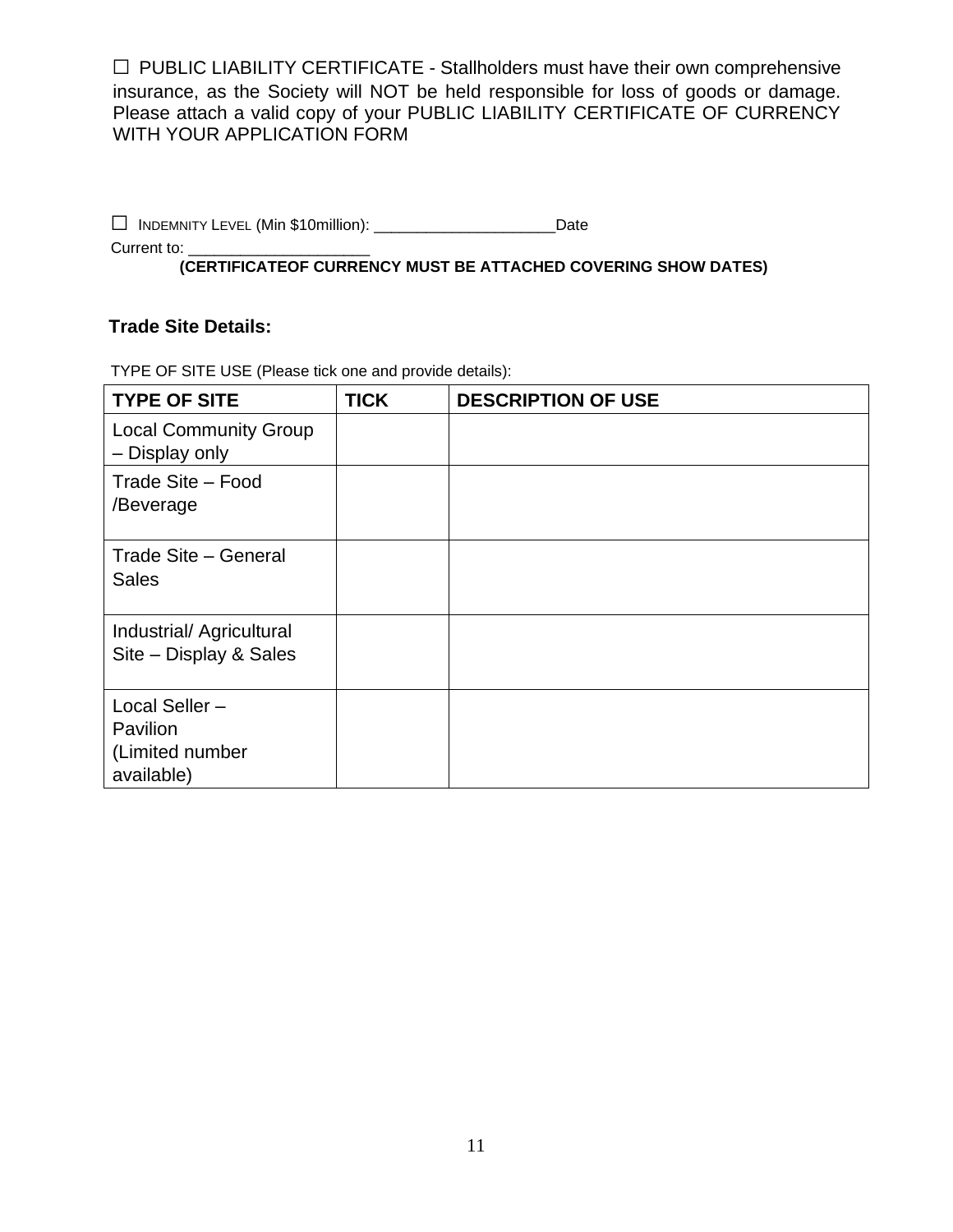☐ PUBLIC LIABILITY CERTIFICATE - Stallholders must have their own comprehensive insurance, as the Society will NOT be held responsible for loss of goods or damage. Please attach a valid copy of your PUBLIC LIABILITY CERTIFICATE OF CURRENCY WITH YOUR APPLICATION FORM

☐ INDEMNITY LEVEL (Min $10million): ____________________Date Current to: ____________________

**(CERTIFICATEOF CURRENCY MUST BE ATTACHED COVERING SHOW DATES)**

**Trade Site Details:**

TYPE OF SITE USE (Please tick one and provide details):

| **TYPE OF SITE** | **TICK** | **DESCRIPTION OF USE** |
|---|---|---|
| Local Community Group – Display only | | |
| Trade Site – Food /Beverage | | |
| Trade Site – General Sales | | |
| Industrial/ Agricultural Site – Display & Sales | | |
| Local Seller – Pavilion (Limited number available) | | |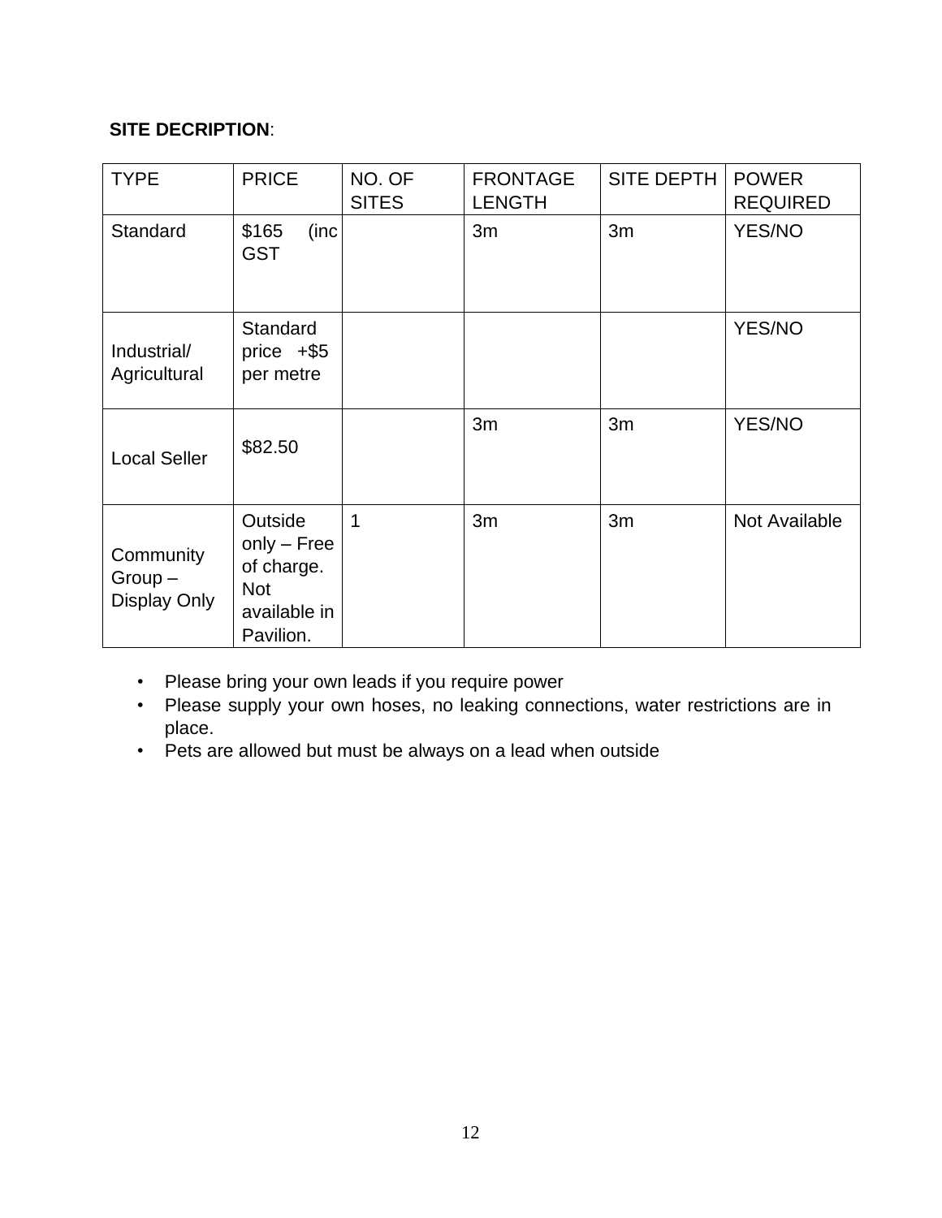**SITE DECRIPTION**:

| TYPE | PRICE | NO. OF SITES | FRONTAGE LENGTH | SITE DEPTH | POWER REQUIRED |
|---|---|---|---|---|---|
| Standard | $165 (inc GST | | 3m | 3m | YES/NO |
| Industrial/ Agricultural | Standard price +$5 per metre | | | | YES/NO |
| Local Seller | $82.50 | | 3m | 3m | YES/NO |
| Community Group – Display Only | Outside only – Free of charge. Not available in Pavilion. | 1 | 3m | 3m | Not Available |

- Please bring your own leads if you require power
- Please supply your own hoses, no leaking connections, water restrictions are in place.
- Pets are allowed but must be always on a lead when outside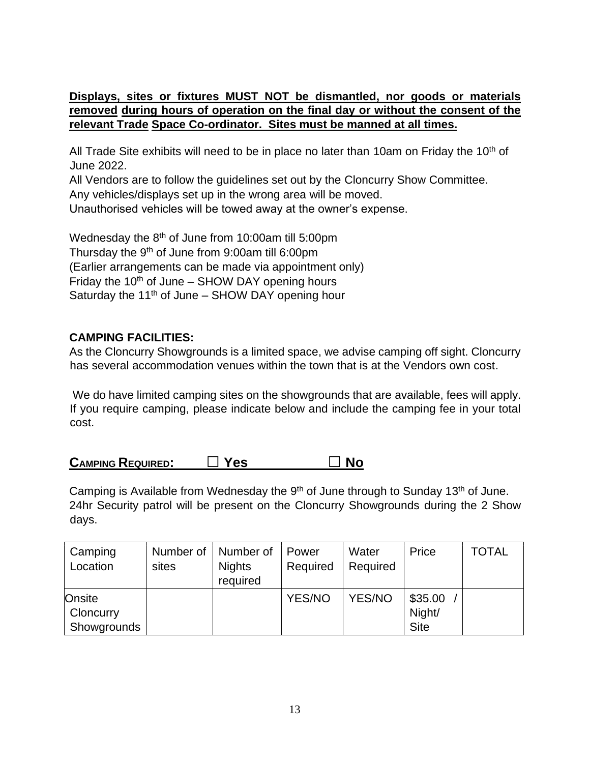**Displays, sites or fixtures MUST NOT be dismantled, nor goods or materials removed during hours of operation on the final day or without the consent of the relevant Trade Space Co-ordinator. Sites must be manned at all times.**

All Trade Site exhibits will need to be in place no later than 10am on Friday the 10th of June 2022.

All Vendors are to follow the guidelines set out by the Cloncurry Show Committee.

Any vehicles/displays set up in the wrong area will be moved.

Unauthorised vehicles will be towed away at the owner's expense.

Wednesday the 8th of June from 10:00am till 5:00pm

Thursday the 9th of June from 9:00am till 6:00pm

(Earlier arrangements can be made via appointment only)

Friday the 10th of June – SHOW DAY opening hours

Saturday the 11th of June – SHOW DAY opening hour

**CAMPING FACILITIES:**

As the Cloncurry Showgrounds is a limited space, we advise camping off sight. Cloncurry has several accommodation venues within the town that is at the Vendors own cost.

We do have limited camping sites on the showgrounds that are available, fees will apply. If you require camping, please indicate below and include the camping fee in your total cost.

**CAMPING REQUIRED: ☐ Yes ☐ No**

Camping is Available from Wednesday the 9th of June through to Sunday 13th of June. 24hr Security patrol will be present on the Cloncurry Showgrounds during the 2 Show days.

| Camping Location | Number of sites | Number of Nights required | Power Required | Water Required | Price | TOTAL |
|---|---|---|---|---|---|---|
| Onsite Cloncurry Showgrounds | | | YES/NO | YES/NO | $35.00 / Night/ Site | |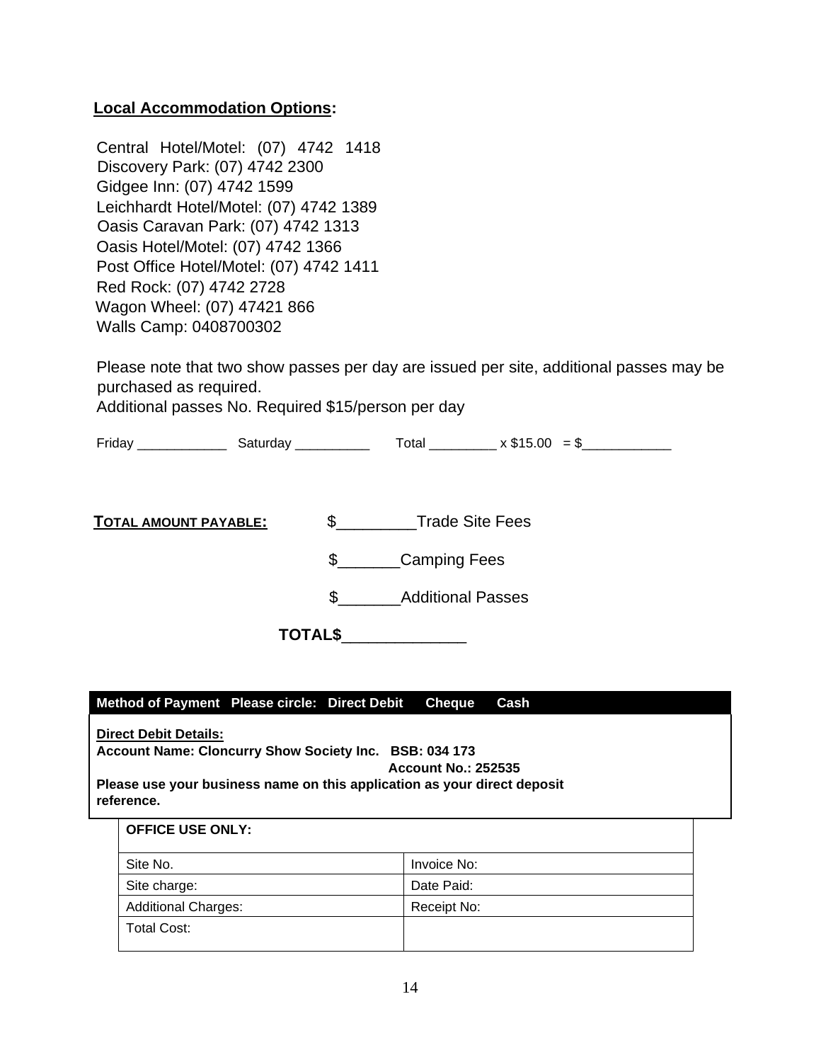**Local Accommodation Options:**

Central Hotel/Motel: (07) 4742 1418
Discovery Park: (07) 4742 2300
Gidgee Inn: (07) 4742 1599
Leichhardt Hotel/Motel: (07) 4742 1389
Oasis Caravan Park: (07) 4742 1313
Oasis Hotel/Motel: (07) 4742 1366
Post Office Hotel/Motel: (07) 4742 1411
Red Rock: (07) 4742 2728
Wagon Wheel: (07) 47421 866
Walls Camp: 0408700302

Please note that two show passes per day are issued per site, additional passes may be purchased as required.
Additional passes No. Required $15/person per day

Friday ____________ Saturday __________ Total _________ x $15.00 = $____________

**TOTAL AMOUNT PAYABLE:** $________Trade Site Fees

$_______Camping Fees

$_______Additional Passes

**TOTAL$**_____________

| **Method of Payment Please circle: Direct Debit Cheque Cash** |
|---|
| **Direct Debit Details:**<br>**Account Name: Cloncurry Show Society Inc. BSB: 034 173**<br>**Account No.: 252535**<br>**Please use your business name on this application as your direct deposit reference.** |

| **OFFICE USE ONLY:** | |
|---|---|
| Site No. | Invoice No: |
| Site charge: | Date Paid: |
| Additional Charges: | Receipt No: |
| Total Cost: | |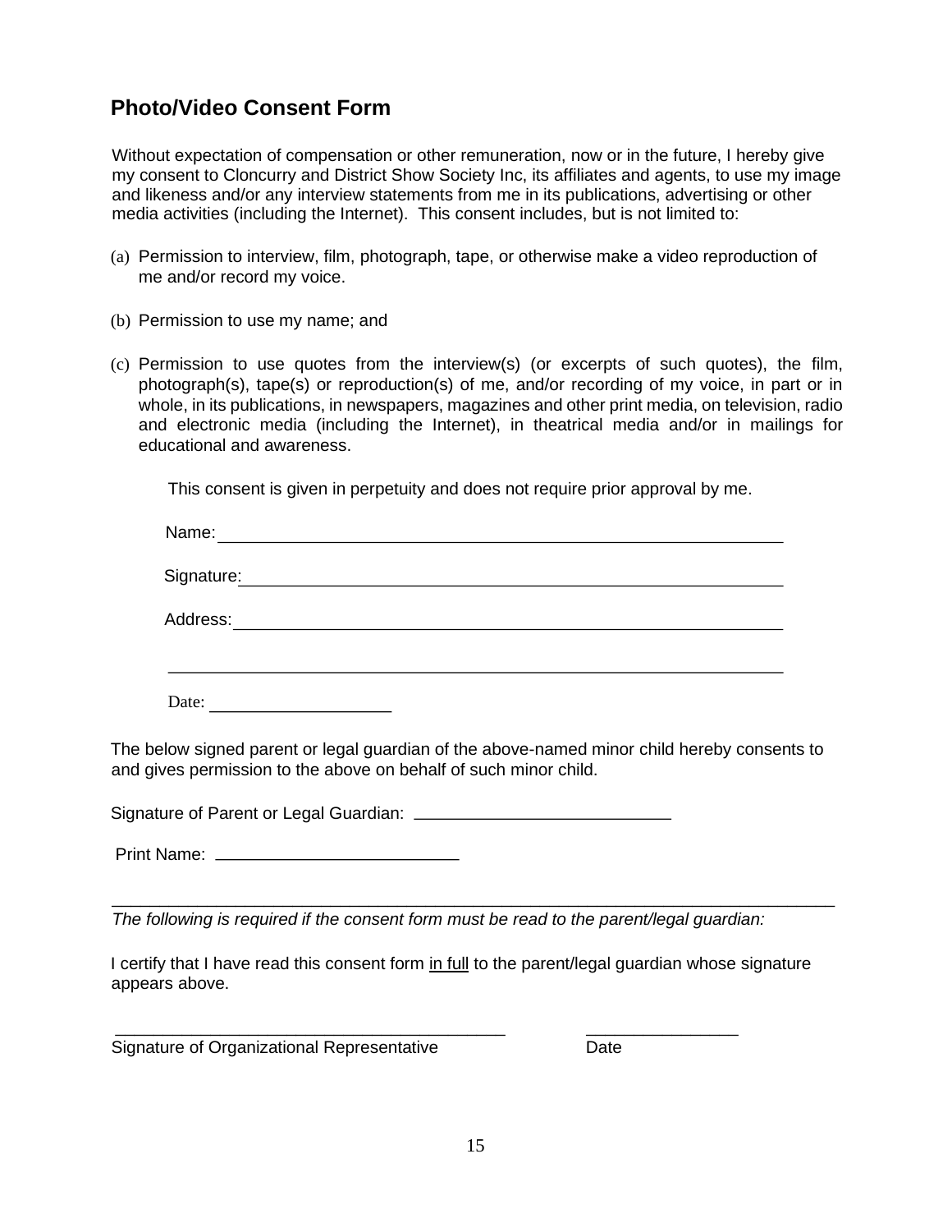## Photo/Video Consent Form

Without expectation of compensation or other remuneration, now or in the future, I hereby give my consent to Cloncurry and District Show Society Inc, its affiliates and agents, to use my image and likeness and/or any interview statements from me in its publications, advertising or other media activities (including the Internet). This consent includes, but is not limited to:

(a) Permission to interview, film, photograph, tape, or otherwise make a video reproduction of me and/or record my voice.

(b) Permission to use my name; and

(c) Permission to use quotes from the interview(s) (or excerpts of such quotes), the film, photograph(s), tape(s) or reproduction(s) of me, and/or recording of my voice, in part or in whole, in its publications, in newspapers, magazines and other print media, on television, radio and electronic media (including the Internet), in theatrical media and/or in mailings for educational and awareness.

This consent is given in perpetuity and does not require prior approval by me.

Name: ____________________________________________________________

Signature: ____________________________________________________________

Address: ____________________________________________________________

____________________________________________________________

Date: ____________________

The below signed parent or legal guardian of the above-named minor child hereby consents to and gives permission to the above on behalf of such minor child.

Signature of Parent or Legal Guardian: ___________________________

Print Name: _________________________

---

*The following is required if the consent form must be read to the parent/legal guardian:*

I certify that I have read this consent form in full to the parent/legal guardian whose signature appears above.

_________________________________________ ________________

Signature of Organizational Representative Date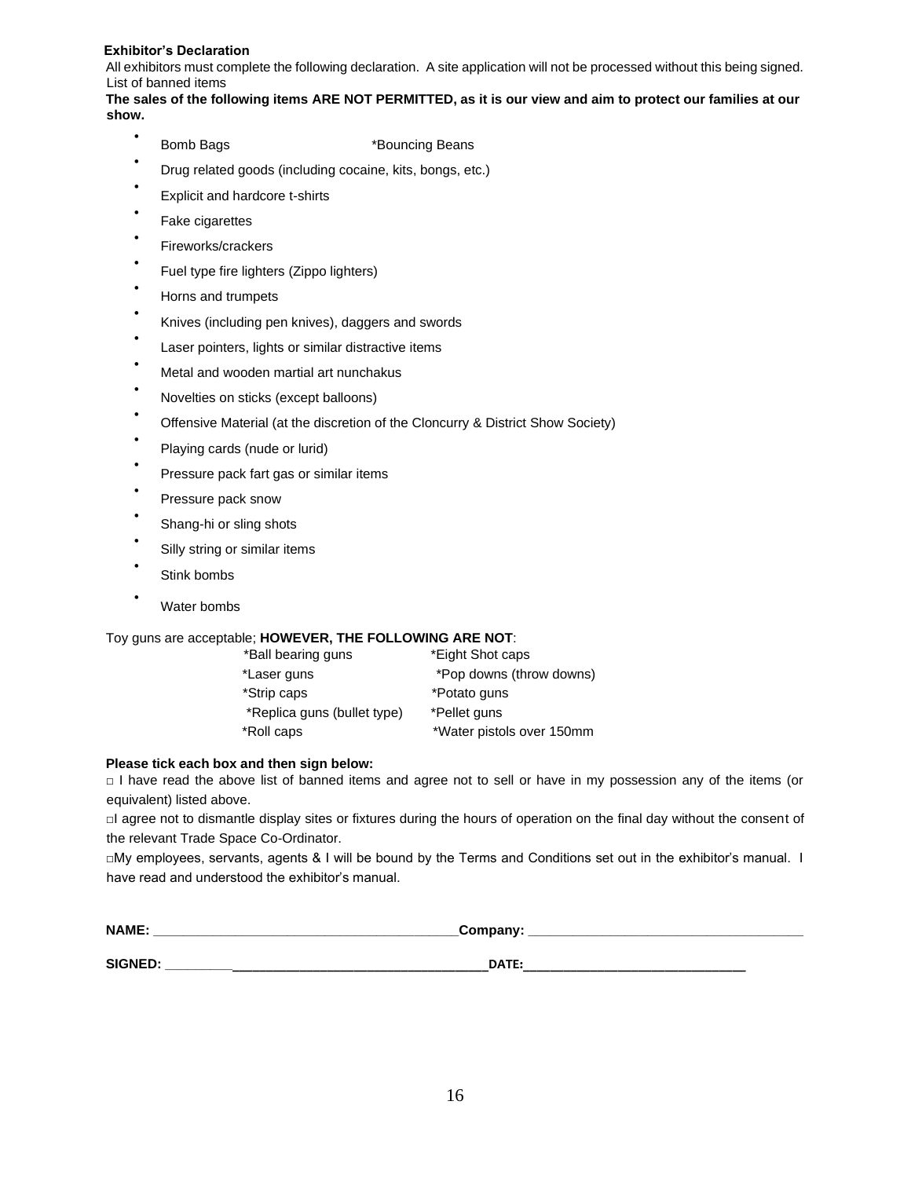**Exhibitor's Declaration**

All exhibitors must complete the following declaration. A site application will not be processed without this being signed.

List of banned items

**The sales of the following items ARE NOT PERMITTED, as it is our view and aim to protect our families at our show.**

- Bomb Bags *Bouncing Beans
- Drug related goods (including cocaine, kits, bongs, etc.)
- Explicit and hardcore t-shirts
- Fake cigarettes
- Fireworks/crackers
- Fuel type fire lighters (Zippo lighters)
- Horns and trumpets
- Knives (including pen knives), daggers and swords
- Laser pointers, lights or similar distractive items
- Metal and wooden martial art nunchakus
- Novelties on sticks (except balloons)
- Offensive Material (at the discretion of the Cloncurry & District Show Society)
- Playing cards (nude or lurid)
- Pressure pack fart gas or similar items
- Pressure pack snow
- Shang-hi or sling shots
- Silly string or similar items
- Stink bombs
- Water bombs

Toy guns are acceptable; **HOWEVER, THE FOLLOWING ARE NOT**:

| | |
|---|---|
| *Ball bearing guns | *Eight Shot caps |
| *Laser guns | *Pop downs (throw downs) |
| *Strip caps | *Potato guns |
| *Replica guns (bullet type) | *Pellet guns |
| *Roll caps | *Water pistols over 150mm |

**Please tick each box and then sign below:**

□ I have read the above list of banned items and agree not to sell or have in my possession any of the items (or equivalent) listed above.

□I agree not to dismantle display sites or fixtures during the hours of operation on the final day without the consent of the relevant Trade Space Co-Ordinator.

□My employees, servants, agents & I will be bound by the Terms and Conditions set out in the exhibitor's manual. I have read and understood the exhibitor's manual.

**NAME:** ________________________________________ **Company:** ______________________________________

**SIGNED:** ____________________________________________ **DATE:** ______________________________